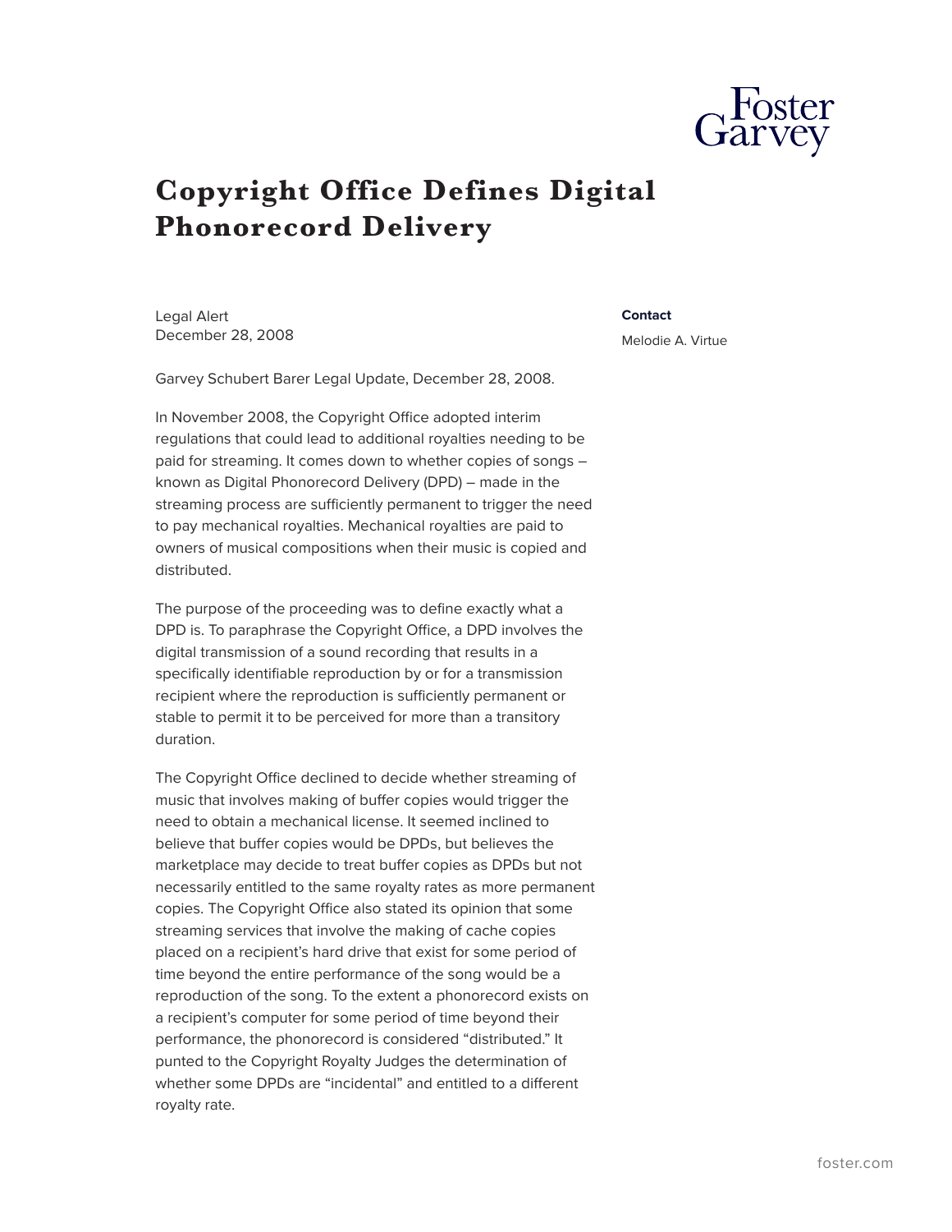# Copyright Office Defines Digital Phonorecord Delivery

Legal Alert
December 28, 2008

**Contact**

Melodie A. Virtue

Garvey Schubert Barer Legal Update, December 28, 2008.

In November 2008, the Copyright Office adopted interim regulations that could lead to additional royalties needing to be paid for streaming. It comes down to whether copies of songs – known as Digital Phonorecord Delivery (DPD) – made in the streaming process are sufficiently permanent to trigger the need to pay mechanical royalties. Mechanical royalties are paid to owners of musical compositions when their music is copied and distributed.

The purpose of the proceeding was to define exactly what a DPD is. To paraphrase the Copyright Office, a DPD involves the digital transmission of a sound recording that results in a specifically identifiable reproduction by or for a transmission recipient where the reproduction is sufficiently permanent or stable to permit it to be perceived for more than a transitory duration.

The Copyright Office declined to decide whether streaming of music that involves making of buffer copies would trigger the need to obtain a mechanical license. It seemed inclined to believe that buffer copies would be DPDs, but believes the marketplace may decide to treat buffer copies as DPDs but not necessarily entitled to the same royalty rates as more permanent copies. The Copyright Office also stated its opinion that some streaming services that involve the making of cache copies placed on a recipient's hard drive that exist for some period of time beyond the entire performance of the song would be a reproduction of the song. To the extent a phonorecord exists on a recipient's computer for some period of time beyond their performance, the phonorecord is considered "distributed." It punted to the Copyright Royalty Judges the determination of whether some DPDs are "incidental" and entitled to a different royalty rate.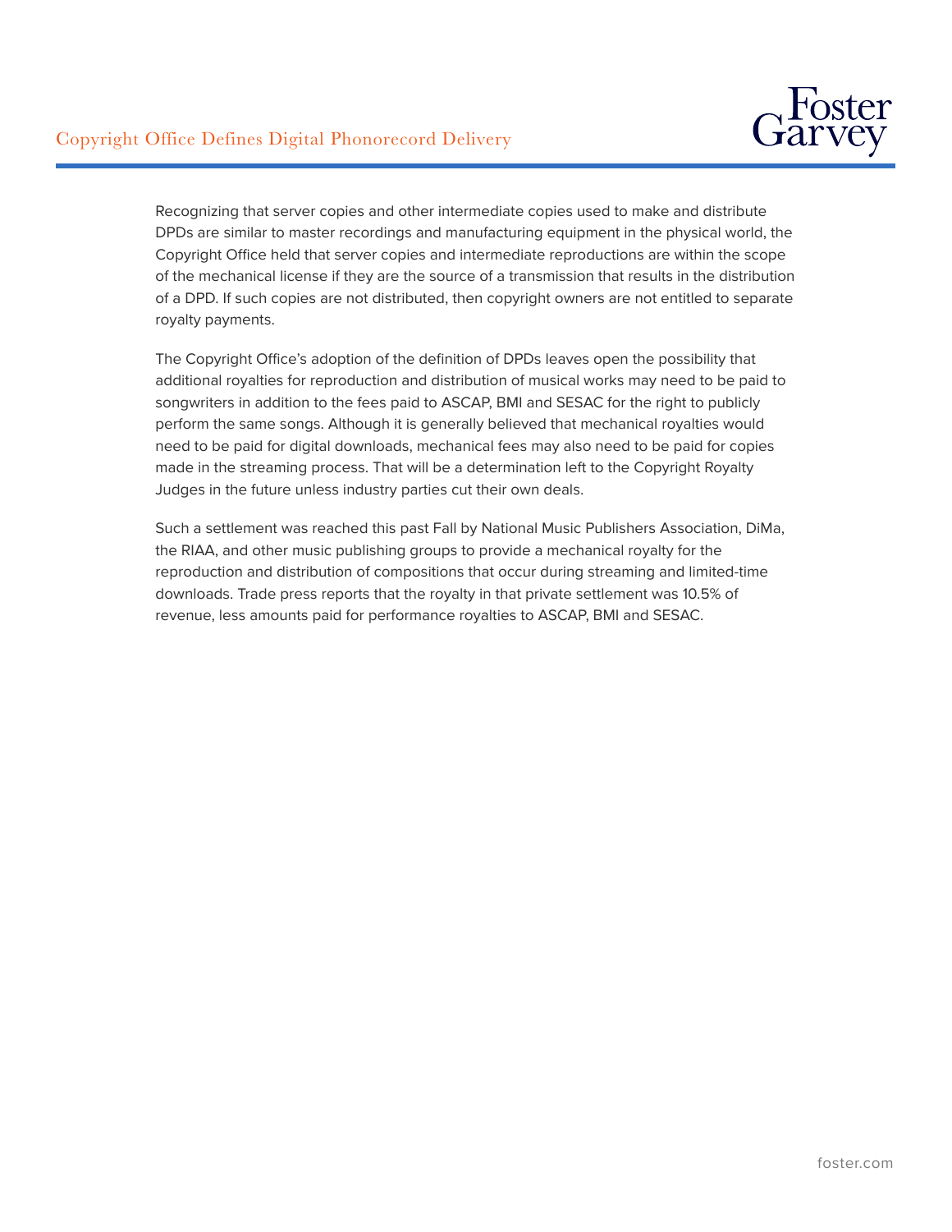Recognizing that server copies and other intermediate copies used to make and distribute DPDs are similar to master recordings and manufacturing equipment in the physical world, the Copyright Office held that server copies and intermediate reproductions are within the scope of the mechanical license if they are the source of a transmission that results in the distribution of a DPD. If such copies are not distributed, then copyright owners are not entitled to separate royalty payments.

The Copyright Office's adoption of the definition of DPDs leaves open the possibility that additional royalties for reproduction and distribution of musical works may need to be paid to songwriters in addition to the fees paid to ASCAP, BMI and SESAC for the right to publicly perform the same songs. Although it is generally believed that mechanical royalties would need to be paid for digital downloads, mechanical fees may also need to be paid for copies made in the streaming process. That will be a determination left to the Copyright Royalty Judges in the future unless industry parties cut their own deals.

Such a settlement was reached this past Fall by National Music Publishers Association, DiMa, the RIAA, and other music publishing groups to provide a mechanical royalty for the reproduction and distribution of compositions that occur during streaming and limited-time downloads. Trade press reports that the royalty in that private settlement was 10.5% of revenue, less amounts paid for performance royalties to ASCAP, BMI and SESAC.